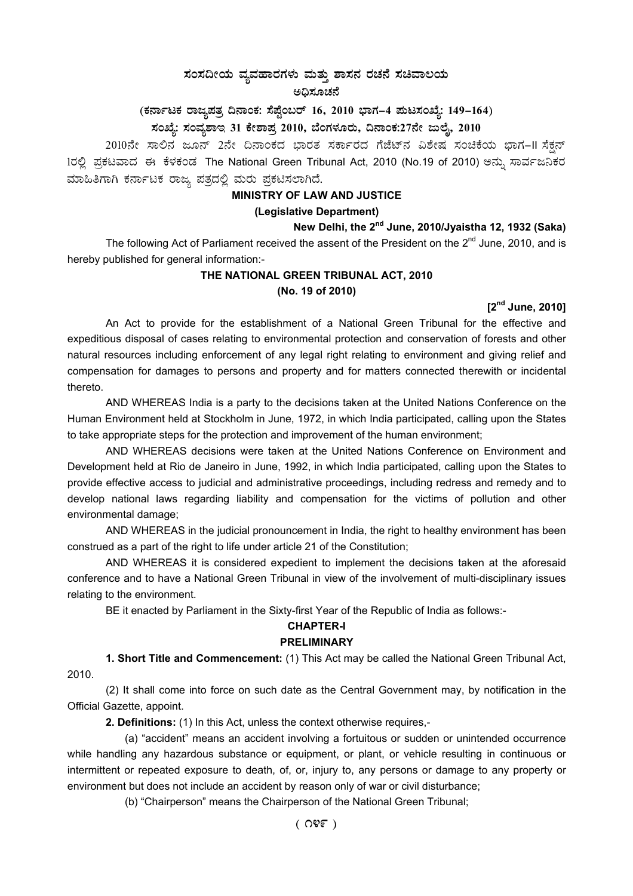# ಸಂಸದೀಯ ವ್ಯವಹಾರಗಳು ಮತ್ತು ಶಾಸನ ರಚನೆ ಸಚಿವಾಲಯ

## ಅಧಿಸೂಚನೆ

**(ಕರ್ನಾಟಕ ರಾಜ್ಯಪತ್ರ ದಿನಾಂಕ: ಸೆಪ್ಟೆಂಬರ್ 16, 2010 ಭಾಗ–4 ಪುಟಸಂಖ್ಯೆ: 149–164)**

**ಸಂಖ್ಯೆ: ಸಂವ್ಯಶಾಇ 31 ಕೇಶಾಪ್ರ 2010, ಬೆಂಗಳೂರು, ದಿನಾಂಕ:27ನೇ ಜುಲೈ, 2010**

2010ನೇ ಸಾಲಿನ ಜೂನ್ 2ನೇ ದಿನಾಂಕದ ಭಾರತ ಸರ್ಕಾರದ ಗೆಜೆಟ್‌ನ ವಿಶೇಷ ಸಂಚಿಕೆಯ ಭಾಗ–II ಸೆಕ್ಷನ್ 1ರಲ್ಲಿ ಪ್ರಕಟವಾದ ಈ ಕೆಳಕಂಡ The National Green Tribunal Act, 2010 (No.19 of 2010) ಅನ್ನು ಸಾರ್ವಜನಿಕರ ಮಾಹಿತಿಗಾಗಿ ಕರ್ನಾಟಕ ರಾಜ್ಯ ಪತ್ರದಲ್ಲಿ ಮರು ಪ್ರಕಟಿಸಲಾಗಿದೆ.

**MINISTRY OF LAW AND JUSTICE**

**(Legislative Department)**

**New Delhi, the 2nd June, 2010/Jyaistha 12, 1932 (Saka)**

The following Act of Parliament received the assent of the President on the 2nd June, 2010, and is hereby published for general information:-

## THE NATIONAL GREEN TRIBUNAL ACT, 2010

**(No. 19 of 2010)**

**[2nd June, 2010]**

An Act to provide for the establishment of a National Green Tribunal for the effective and expeditious disposal of cases relating to environmental protection and conservation of forests and other natural resources including enforcement of any legal right relating to environment and giving relief and compensation for damages to persons and property and for matters connected therewith or incidental thereto.

AND WHEREAS India is a party to the decisions taken at the United Nations Conference on the Human Environment held at Stockholm in June, 1972, in which India participated, calling upon the States to take appropriate steps for the protection and improvement of the human environment;

AND WHEREAS decisions were taken at the United Nations Conference on Environment and Development held at Rio de Janeiro in June, 1992, in which India participated, calling upon the States to provide effective access to judicial and administrative proceedings, including redress and remedy and to develop national laws regarding liability and compensation for the victims of pollution and other environmental damage;

AND WHEREAS in the judicial pronouncement in India, the right to healthy environment has been construed as a part of the right to life under article 21 of the Constitution;

AND WHEREAS it is considered expedient to implement the decisions taken at the aforesaid conference and to have a National Green Tribunal in view of the involvement of multi-disciplinary issues relating to the environment.

BE it enacted by Parliament in the Sixty-first Year of the Republic of India as follows:-

### CHAPTER-I

### PRELIMINARY

**1. Short Title and Commencement:** (1) This Act may be called the National Green Tribunal Act, 2010.

(2) It shall come into force on such date as the Central Government may, by notification in the Official Gazette, appoint.

**2. Definitions:** (1) In this Act, unless the context otherwise requires,-

(a) "accident" means an accident involving a fortuitous or sudden or unintended occurrence while handling any hazardous substance or equipment, or plant, or vehicle resulting in continuous or intermittent or repeated exposure to death, of, or, injury to, any persons or damage to any property or environment but does not include an accident by reason only of war or civil disturbance;

(b) "Chairperson" means the Chairperson of the National Green Tribunal;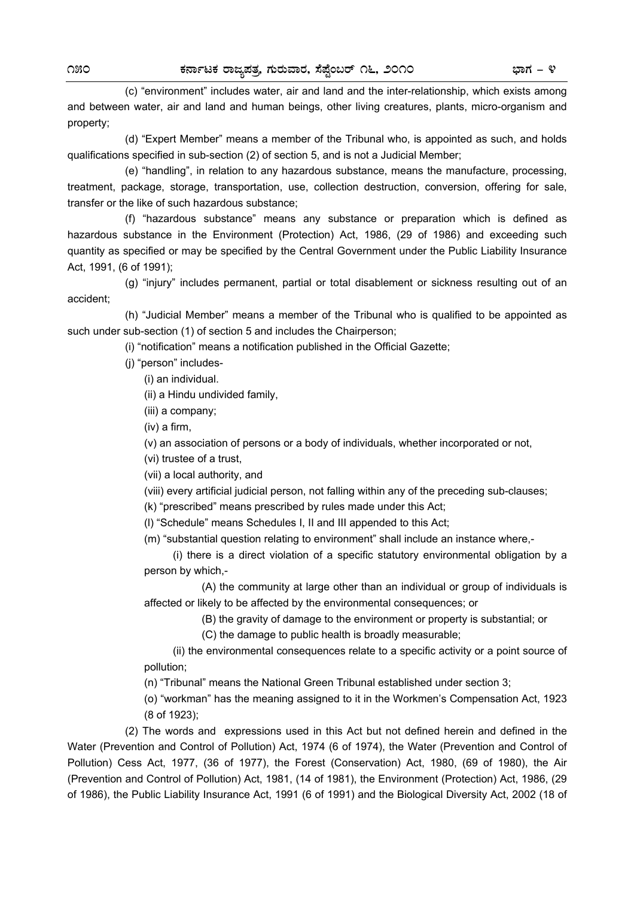(c) "environment" includes water, air and land and the inter-relationship, which exists among and between water, air and land and human beings, other living creatures, plants, micro-organism and property;

(d) "Expert Member" means a member of the Tribunal who, is appointed as such, and holds qualifications specified in sub-section (2) of section 5, and is not a Judicial Member;

(e) "handling", in relation to any hazardous substance, means the manufacture, processing, treatment, package, storage, transportation, use, collection destruction, conversion, offering for sale, transfer or the like of such hazardous substance;

(f) "hazardous substance" means any substance or preparation which is defined as hazardous substance in the Environment (Protection) Act, 1986, (29 of 1986) and exceeding such quantity as specified or may be specified by the Central Government under the Public Liability Insurance Act, 1991, (6 of 1991);

(g) "injury" includes permanent, partial or total disablement or sickness resulting out of an accident;

(h) "Judicial Member" means a member of the Tribunal who is qualified to be appointed as such under sub-section (1) of section 5 and includes the Chairperson;

(i) "notification" means a notification published in the Official Gazette;

(j) "person" includes-

(i) an individual.

(ii) a Hindu undivided family,

(iii) a company;

(iv) a firm,

(v) an association of persons or a body of individuals, whether incorporated or not,

(vi) trustee of a trust,

(vii) a local authority, and

(viii) every artificial judicial person, not falling within any of the preceding sub-clauses;

(k) "prescribed" means prescribed by rules made under this Act;

(l) "Schedule" means Schedules I, II and III appended to this Act;

(m) "substantial question relating to environment" shall include an instance where,-

(i) there is a direct violation of a specific statutory environmental obligation by a person by which,-

(A) the community at large other than an individual or group of individuals is affected or likely to be affected by the environmental consequences; or

(B) the gravity of damage to the environment or property is substantial; or

(C) the damage to public health is broadly measurable;

(ii) the environmental consequences relate to a specific activity or a point source of pollution;

(n) "Tribunal" means the National Green Tribunal established under section 3;

(o) "workman" has the meaning assigned to it in the Workmen's Compensation Act, 1923 (8 of 1923);

(2) The words and expressions used in this Act but not defined herein and defined in the Water (Prevention and Control of Pollution) Act, 1974 (6 of 1974), the Water (Prevention and Control of Pollution) Cess Act, 1977, (36 of 1977), the Forest (Conservation) Act, 1980, (69 of 1980), the Air (Prevention and Control of Pollution) Act, 1981, (14 of 1981), the Environment (Protection) Act, 1986, (29 of 1986), the Public Liability Insurance Act, 1991 (6 of 1991) and the Biological Diversity Act, 2002 (18 of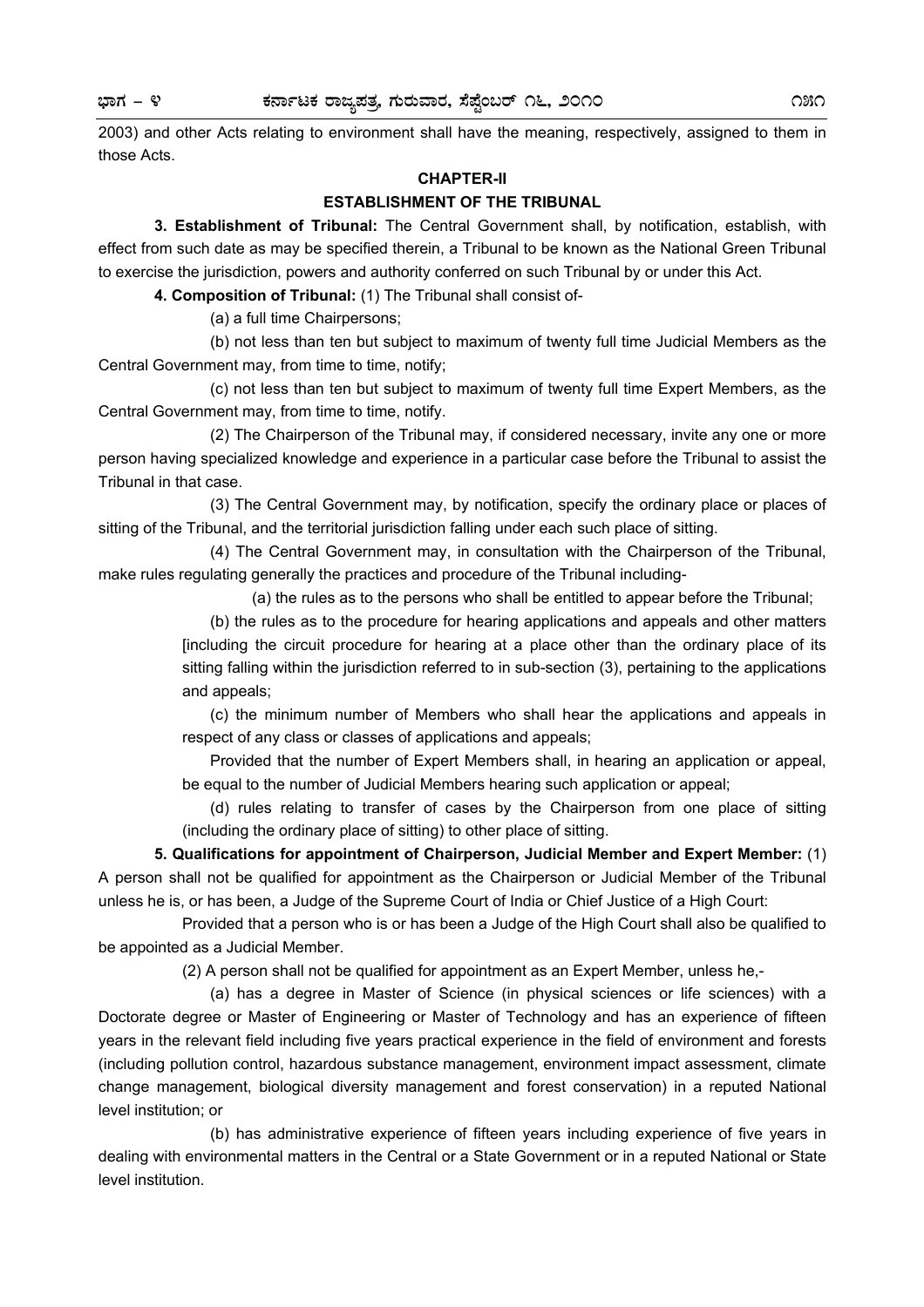2003) and other Acts relating to environment shall have the meaning, respectively, assigned to them in those Acts.

## CHAPTER-II

## ESTABLISHMENT OF THE TRIBUNAL

**3. Establishment of Tribunal:** The Central Government shall, by notification, establish, with effect from such date as may be specified therein, a Tribunal to be known as the National Green Tribunal to exercise the jurisdiction, powers and authority conferred on such Tribunal by or under this Act.

**4. Composition of Tribunal:** (1) The Tribunal shall consist of-

(a) a full time Chairpersons;

(b) not less than ten but subject to maximum of twenty full time Judicial Members as the Central Government may, from time to time, notify;

(c) not less than ten but subject to maximum of twenty full time Expert Members, as the Central Government may, from time to time, notify.

(2) The Chairperson of the Tribunal may, if considered necessary, invite any one or more person having specialized knowledge and experience in a particular case before the Tribunal to assist the Tribunal in that case.

(3) The Central Government may, by notification, specify the ordinary place or places of sitting of the Tribunal, and the territorial jurisdiction falling under each such place of sitting.

(4) The Central Government may, in consultation with the Chairperson of the Tribunal, make rules regulating generally the practices and procedure of the Tribunal including-

(a) the rules as to the persons who shall be entitled to appear before the Tribunal;

(b) the rules as to the procedure for hearing applications and appeals and other matters [including the circuit procedure for hearing at a place other than the ordinary place of its sitting falling within the jurisdiction referred to in sub-section (3), pertaining to the applications and appeals;

(c) the minimum number of Members who shall hear the applications and appeals in respect of any class or classes of applications and appeals;

Provided that the number of Expert Members shall, in hearing an application or appeal, be equal to the number of Judicial Members hearing such application or appeal;

(d) rules relating to transfer of cases by the Chairperson from one place of sitting (including the ordinary place of sitting) to other place of sitting.

**5. Qualifications for appointment of Chairperson, Judicial Member and Expert Member:** (1) A person shall not be qualified for appointment as the Chairperson or Judicial Member of the Tribunal unless he is, or has been, a Judge of the Supreme Court of India or Chief Justice of a High Court:

Provided that a person who is or has been a Judge of the High Court shall also be qualified to be appointed as a Judicial Member.

(2) A person shall not be qualified for appointment as an Expert Member, unless he,-

(a) has a degree in Master of Science (in physical sciences or life sciences) with a Doctorate degree or Master of Engineering or Master of Technology and has an experience of fifteen years in the relevant field including five years practical experience in the field of environment and forests (including pollution control, hazardous substance management, environment impact assessment, climate change management, biological diversity management and forest conservation) in a reputed National level institution; or

(b) has administrative experience of fifteen years including experience of five years in dealing with environmental matters in the Central or a State Government or in a reputed National or State level institution.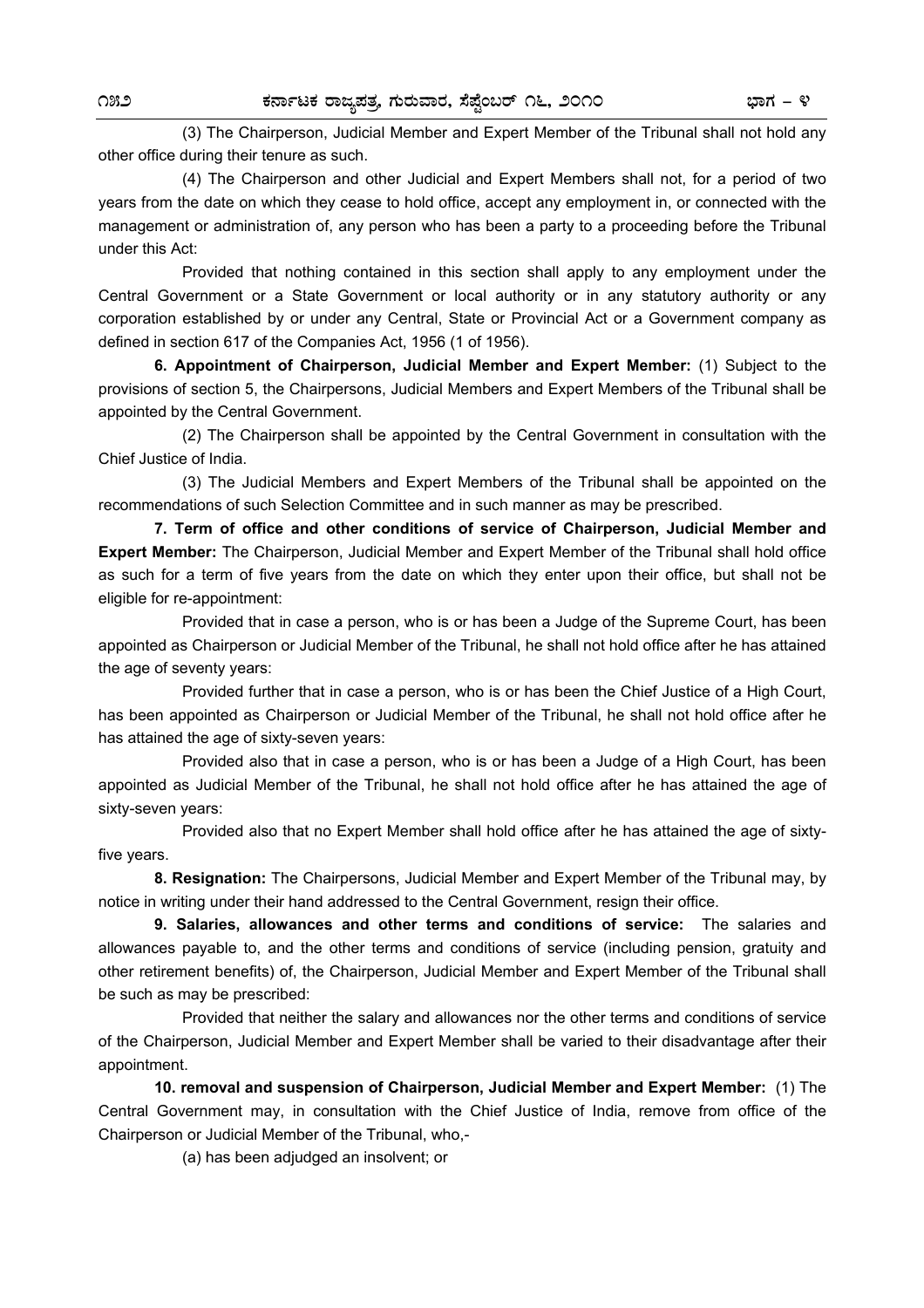(3) The Chairperson, Judicial Member and Expert Member of the Tribunal shall not hold any other office during their tenure as such.

(4) The Chairperson and other Judicial and Expert Members shall not, for a period of two years from the date on which they cease to hold office, accept any employment in, or connected with the management or administration of, any person who has been a party to a proceeding before the Tribunal under this Act:

Provided that nothing contained in this section shall apply to any employment under the Central Government or a State Government or local authority or in any statutory authority or any corporation established by or under any Central, State or Provincial Act or a Government company as defined in section 617 of the Companies Act, 1956 (1 of 1956).

**6. Appointment of Chairperson, Judicial Member and Expert Member:** (1) Subject to the provisions of section 5, the Chairpersons, Judicial Members and Expert Members of the Tribunal shall be appointed by the Central Government.

(2) The Chairperson shall be appointed by the Central Government in consultation with the Chief Justice of India.

(3) The Judicial Members and Expert Members of the Tribunal shall be appointed on the recommendations of such Selection Committee and in such manner as may be prescribed.

**7. Term of office and other conditions of service of Chairperson, Judicial Member and Expert Member:** The Chairperson, Judicial Member and Expert Member of the Tribunal shall hold office as such for a term of five years from the date on which they enter upon their office, but shall not be eligible for re-appointment:

Provided that in case a person, who is or has been a Judge of the Supreme Court, has been appointed as Chairperson or Judicial Member of the Tribunal, he shall not hold office after he has attained the age of seventy years:

Provided further that in case a person, who is or has been the Chief Justice of a High Court, has been appointed as Chairperson or Judicial Member of the Tribunal, he shall not hold office after he has attained the age of sixty-seven years:

Provided also that in case a person, who is or has been a Judge of a High Court, has been appointed as Judicial Member of the Tribunal, he shall not hold office after he has attained the age of sixty-seven years:

Provided also that no Expert Member shall hold office after he has attained the age of sixty-five years.

**8. Resignation:** The Chairpersons, Judicial Member and Expert Member of the Tribunal may, by notice in writing under their hand addressed to the Central Government, resign their office.

**9. Salaries, allowances and other terms and conditions of service:** The salaries and allowances payable to, and the other terms and conditions of service (including pension, gratuity and other retirement benefits) of, the Chairperson, Judicial Member and Expert Member of the Tribunal shall be such as may be prescribed:

Provided that neither the salary and allowances nor the other terms and conditions of service of the Chairperson, Judicial Member and Expert Member shall be varied to their disadvantage after their appointment.

**10. removal and suspension of Chairperson, Judicial Member and Expert Member:** (1) The Central Government may, in consultation with the Chief Justice of India, remove from office of the Chairperson or Judicial Member of the Tribunal, who,-

(a) has been adjudged an insolvent; or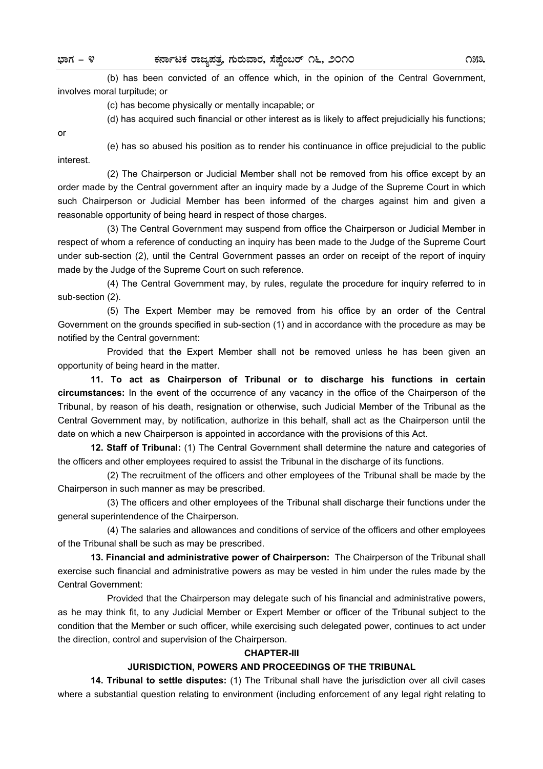(b) has been convicted of an offence which, in the opinion of the Central Government, involves moral turpitude; or

(c) has become physically or mentally incapable; or

(d) has acquired such financial or other interest as is likely to affect prejudicially his functions; or

(e) has so abused his position as to render his continuance in office prejudicial to the public interest.

(2) The Chairperson or Judicial Member shall not be removed from his office except by an order made by the Central government after an inquiry made by a Judge of the Supreme Court in which such Chairperson or Judicial Member has been informed of the charges against him and given a reasonable opportunity of being heard in respect of those charges.

(3) The Central Government may suspend from office the Chairperson or Judicial Member in respect of whom a reference of conducting an inquiry has been made to the Judge of the Supreme Court under sub-section (2), until the Central Government passes an order on receipt of the report of inquiry made by the Judge of the Supreme Court on such reference.

(4) The Central Government may, by rules, regulate the procedure for inquiry referred to in sub-section (2).

(5) The Expert Member may be removed from his office by an order of the Central Government on the grounds specified in sub-section (1) and in accordance with the procedure as may be notified by the Central government:

Provided that the Expert Member shall not be removed unless he has been given an opportunity of being heard in the matter.

**11. To act as Chairperson of Tribunal or to discharge his functions in certain circumstances:** In the event of the occurrence of any vacancy in the office of the Chairperson of the Tribunal, by reason of his death, resignation or otherwise, such Judicial Member of the Tribunal as the Central Government may, by notification, authorize in this behalf, shall act as the Chairperson until the date on which a new Chairperson is appointed in accordance with the provisions of this Act.

**12. Staff of Tribunal:** (1) The Central Government shall determine the nature and categories of the officers and other employees required to assist the Tribunal in the discharge of its functions.

(2) The recruitment of the officers and other employees of the Tribunal shall be made by the Chairperson in such manner as may be prescribed.

(3) The officers and other employees of the Tribunal shall discharge their functions under the general superintendence of the Chairperson.

(4) The salaries and allowances and conditions of service of the officers and other employees of the Tribunal shall be such as may be prescribed.

**13. Financial and administrative power of Chairperson:** The Chairperson of the Tribunal shall exercise such financial and administrative powers as may be vested in him under the rules made by the Central Government:

Provided that the Chairperson may delegate such of his financial and administrative powers, as he may think fit, to any Judicial Member or Expert Member or officer of the Tribunal subject to the condition that the Member or such officer, while exercising such delegated power, continues to act under the direction, control and supervision of the Chairperson.

## CHAPTER-III

## JURISDICTION, POWERS AND PROCEEDINGS OF THE TRIBUNAL

**14. Tribunal to settle disputes:** (1) The Tribunal shall have the jurisdiction over all civil cases where a substantial question relating to environment (including enforcement of any legal right relating to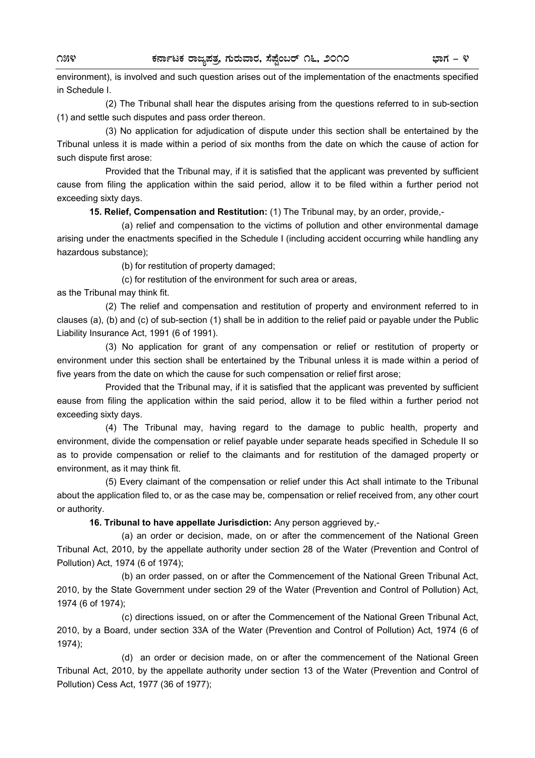environment), is involved and such question arises out of the implementation of the enactments specified in Schedule I.

(2) The Tribunal shall hear the disputes arising from the questions referred to in sub-section (1) and settle such disputes and pass order thereon.

(3) No application for adjudication of dispute under this section shall be entertained by the Tribunal unless it is made within a period of six months from the date on which the cause of action for such dispute first arose:

Provided that the Tribunal may, if it is satisfied that the applicant was prevented by sufficient cause from filing the application within the said period, allow it to be filed within a further period not exceeding sixty days.

**15. Relief, Compensation and Restitution:** (1) The Tribunal may, by an order, provide,-

(a) relief and compensation to the victims of pollution and other environmental damage arising under the enactments specified in the Schedule I (including accident occurring while handling any hazardous substance);

(b) for restitution of property damaged;

(c) for restitution of the environment for such area or areas,

as the Tribunal may think fit.

(2) The relief and compensation and restitution of property and environment referred to in clauses (a), (b) and (c) of sub-section (1) shall be in addition to the relief paid or payable under the Public Liability Insurance Act, 1991 (6 of 1991).

(3) No application for grant of any compensation or relief or restitution of property or environment under this section shall be entertained by the Tribunal unless it is made within a period of five years from the date on which the cause for such compensation or relief first arose;

Provided that the Tribunal may, if it is satisfied that the applicant was prevented by sufficient eause from filing the application within the said period, allow it to be filed within a further period not exceeding sixty days.

(4) The Tribunal may, having regard to the damage to public health, property and environment, divide the compensation or relief payable under separate heads specified in Schedule II so as to provide compensation or relief to the claimants and for restitution of the damaged property or environment, as it may think fit.

(5) Every claimant of the compensation or relief under this Act shall intimate to the Tribunal about the application filed to, or as the case may be, compensation or relief received from, any other court or authority.

**16. Tribunal to have appellate Jurisdiction:** Any person aggrieved by,-

(a) an order or decision, made, on or after the commencement of the National Green Tribunal Act, 2010, by the appellate authority under section 28 of the Water (Prevention and Control of Pollution) Act, 1974 (6 of 1974);

(b) an order passed, on or after the Commencement of the National Green Tribunal Act, 2010, by the State Government under section 29 of the Water (Prevention and Control of Pollution) Act, 1974 (6 of 1974);

(c) directions issued, on or after the Commencement of the National Green Tribunal Act, 2010, by a Board, under section 33A of the Water (Prevention and Control of Pollution) Act, 1974 (6 of 1974);

(d) an order or decision made, on or after the commencement of the National Green Tribunal Act, 2010, by the appellate authority under section 13 of the Water (Prevention and Control of Pollution) Cess Act, 1977 (36 of 1977);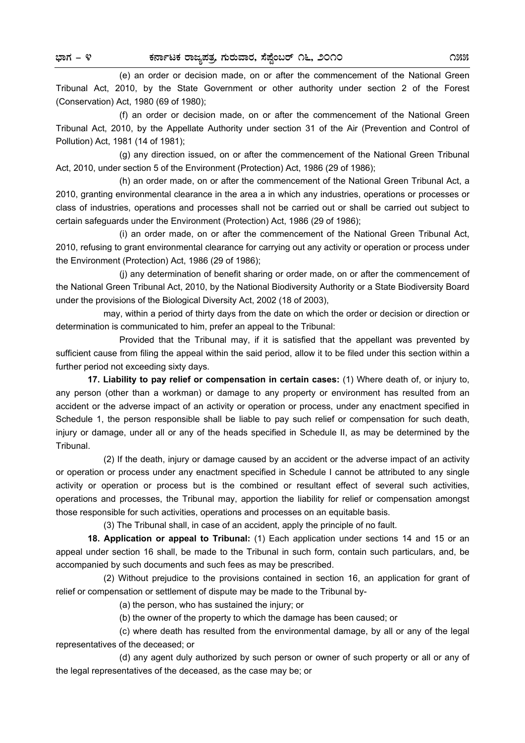(e) an order or decision made, on or after the commencement of the National Green Tribunal Act, 2010, by the State Government or other authority under section 2 of the Forest (Conservation) Act, 1980 (69 of 1980);

(f) an order or decision made, on or after the commencement of the National Green Tribunal Act, 2010, by the Appellate Authority under section 31 of the Air (Prevention and Control of Pollution) Act, 1981 (14 of 1981);

(g) any direction issued, on or after the commencement of the National Green Tribunal Act, 2010, under section 5 of the Environment (Protection) Act, 1986 (29 of 1986);

(h) an order made, on or after the commencement of the National Green Tribunal Act, a 2010, granting environmental clearance in the area a in which any industries, operations or processes or class of industries, operations and processes shall not be carried out or shall be carried out subject to certain safeguards under the Environment (Protection) Act, 1986 (29 of 1986);

(i) an order made, on or after the commencement of the National Green Tribunal Act, 2010, refusing to grant environmental clearance for carrying out any activity or operation or process under the Environment (Protection) Act, 1986 (29 of 1986);

(j) any determination of benefit sharing or order made, on or after the commencement of the National Green Tribunal Act, 2010, by the National Biodiversity Authority or a State Biodiversity Board under the provisions of the Biological Diversity Act, 2002 (18 of 2003),

may, within a period of thirty days from the date on which the order or decision or direction or determination is communicated to him, prefer an appeal to the Tribunal:

Provided that the Tribunal may, if it is satisfied that the appellant was prevented by sufficient cause from filing the appeal within the said period, allow it to be filed under this section within a further period not exceeding sixty days.

**17. Liability to pay relief or compensation in certain cases:** (1) Where death of, or injury to, any person (other than a workman) or damage to any property or environment has resulted from an accident or the adverse impact of an activity or operation or process, under any enactment specified in Schedule 1, the person responsible shall be liable to pay such relief or compensation for such death, injury or damage, under all or any of the heads specified in Schedule II, as may be determined by the Tribunal.

(2) If the death, injury or damage caused by an accident or the adverse impact of an activity or operation or process under any enactment specified in Schedule I cannot be attributed to any single activity or operation or process but is the combined or resultant effect of several such activities, operations and processes, the Tribunal may, apportion the liability for relief or compensation amongst those responsible for such activities, operations and processes on an equitable basis.

(3) The Tribunal shall, in case of an accident, apply the principle of no fault.

**18. Application or appeal to Tribunal:** (1) Each application under sections 14 and 15 or an appeal under section 16 shall, be made to the Tribunal in such form, contain such particulars, and, be accompanied by such documents and such fees as may be prescribed.

(2) Without prejudice to the provisions contained in section 16, an application for grant of relief or compensation or settlement of dispute may be made to the Tribunal by-

(a) the person, who has sustained the injury; or

(b) the owner of the property to which the damage has been caused; or

(c) where death has resulted from the environmental damage, by all or any of the legal representatives of the deceased; or

(d) any agent duly authorized by such person or owner of such property or all or any of the legal representatives of the deceased, as the case may be; or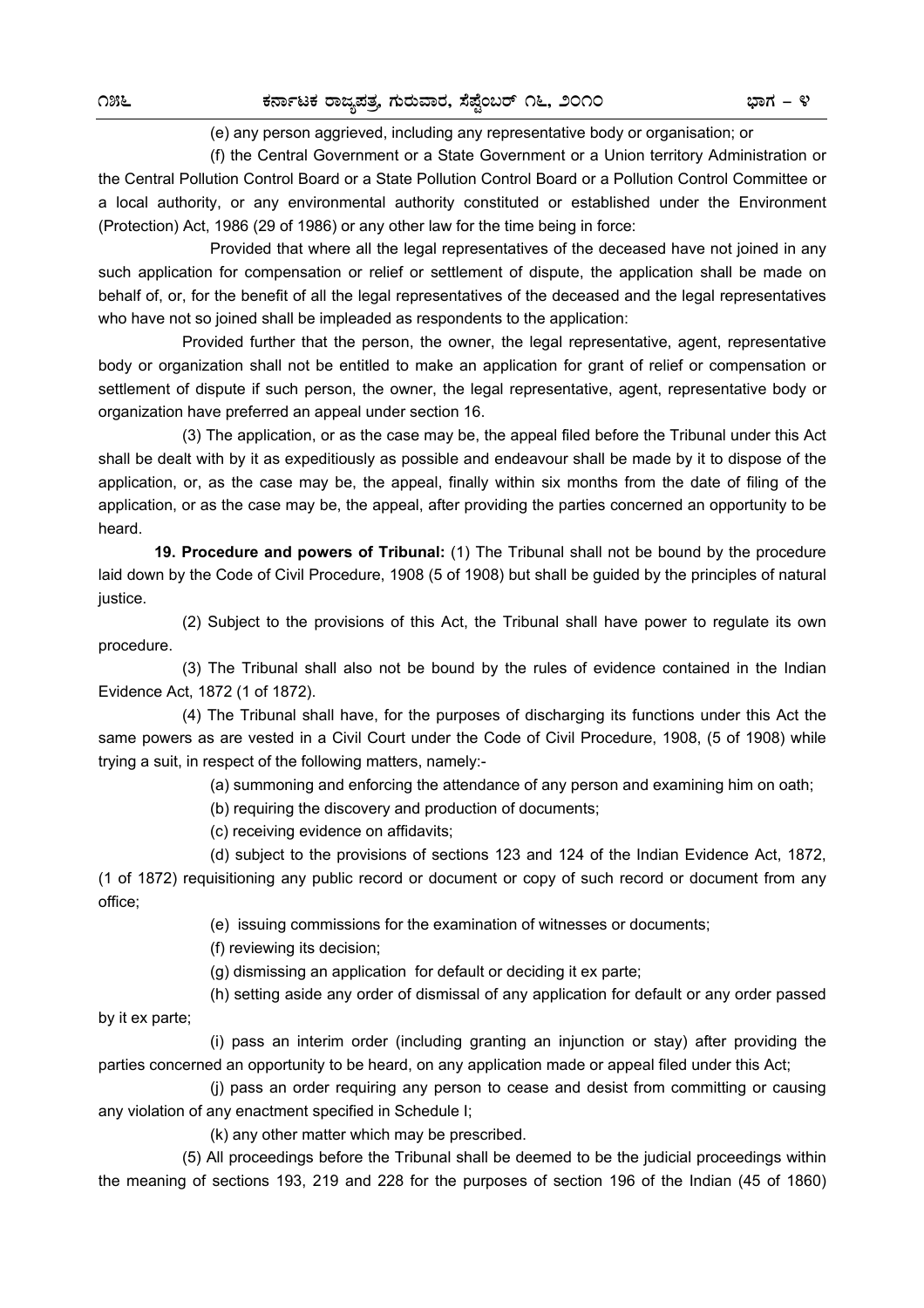(e) any person aggrieved, including any representative body or organisation; or

(f) the Central Government or a State Government or a Union territory Administration or the Central Pollution Control Board or a State Pollution Control Board or a Pollution Control Committee or a local authority, or any environmental authority constituted or established under the Environment (Protection) Act, 1986 (29 of 1986) or any other law for the time being in force:

Provided that where all the legal representatives of the deceased have not joined in any such application for compensation or relief or settlement of dispute, the application shall be made on behalf of, or, for the benefit of all the legal representatives of the deceased and the legal representatives who have not so joined shall be impleaded as respondents to the application:

Provided further that the person, the owner, the legal representative, agent, representative body or organization shall not be entitled to make an application for grant of relief or compensation or settlement of dispute if such person, the owner, the legal representative, agent, representative body or organization have preferred an appeal under section 16.

(3) The application, or as the case may be, the appeal filed before the Tribunal under this Act shall be dealt with by it as expeditiously as possible and endeavour shall be made by it to dispose of the application, or, as the case may be, the appeal, finally within six months from the date of filing of the application, or as the case may be, the appeal, after providing the parties concerned an opportunity to be heard.

**19. Procedure and powers of Tribunal:** (1) The Tribunal shall not be bound by the procedure laid down by the Code of Civil Procedure, 1908 (5 of 1908) but shall be guided by the principles of natural justice.

(2) Subject to the provisions of this Act, the Tribunal shall have power to regulate its own procedure.

(3) The Tribunal shall also not be bound by the rules of evidence contained in the Indian Evidence Act, 1872 (1 of 1872).

(4) The Tribunal shall have, for the purposes of discharging its functions under this Act the same powers as are vested in a Civil Court under the Code of Civil Procedure, 1908, (5 of 1908) while trying a suit, in respect of the following matters, namely:-

(a) summoning and enforcing the attendance of any person and examining him on oath;

(b) requiring the discovery and production of documents;

(c) receiving evidence on affidavits;

(d) subject to the provisions of sections 123 and 124 of the Indian Evidence Act, 1872, (1 of 1872) requisitioning any public record or document or copy of such record or document from any office;

(e) issuing commissions for the examination of witnesses or documents;

(f) reviewing its decision;

(g) dismissing an application for default or deciding it ex parte;

(h) setting aside any order of dismissal of any application for default or any order passed by it ex parte;

(i) pass an interim order (including granting an injunction or stay) after providing the parties concerned an opportunity to be heard, on any application made or appeal filed under this Act;

(j) pass an order requiring any person to cease and desist from committing or causing any violation of any enactment specified in Schedule I;

(k) any other matter which may be prescribed.

(5) All proceedings before the Tribunal shall be deemed to be the judicial proceedings within the meaning of sections 193, 219 and 228 for the purposes of section 196 of the Indian (45 of 1860)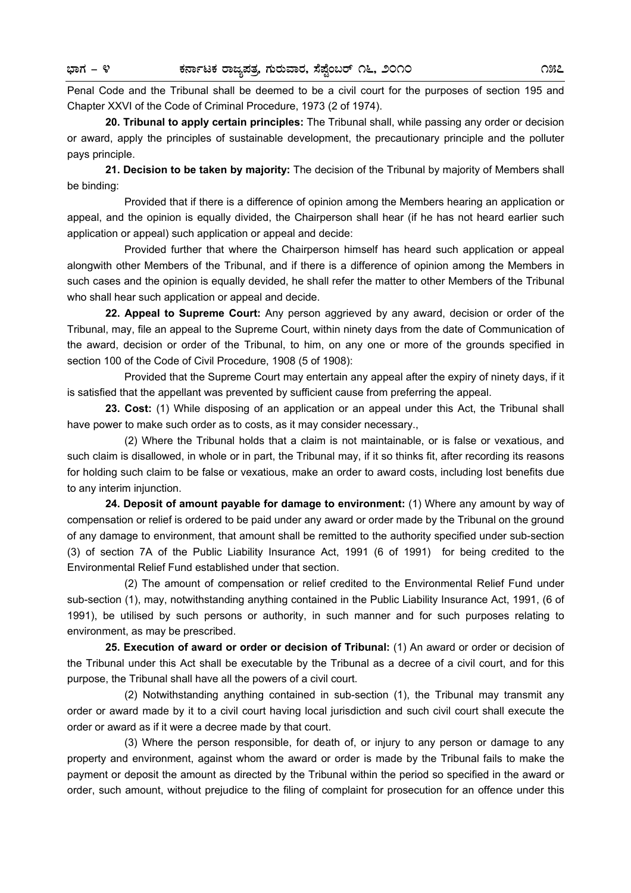Penal Code and the Tribunal shall be deemed to be a civil court for the purposes of section 195 and Chapter XXVI of the Code of Criminal Procedure, 1973 (2 of 1974).

**20. Tribunal to apply certain principles:** The Tribunal shall, while passing any order or decision or award, apply the principles of sustainable development, the precautionary principle and the polluter pays principle.

**21. Decision to be taken by majority:** The decision of the Tribunal by majority of Members shall be binding:

Provided that if there is a difference of opinion among the Members hearing an application or appeal, and the opinion is equally divided, the Chairperson shall hear (if he has not heard earlier such application or appeal) such application or appeal and decide:

Provided further that where the Chairperson himself has heard such application or appeal alongwith other Members of the Tribunal, and if there is a difference of opinion among the Members in such cases and the opinion is equally devided, he shall refer the matter to other Members of the Tribunal who shall hear such application or appeal and decide.

**22. Appeal to Supreme Court:** Any person aggrieved by any award, decision or order of the Tribunal, may, file an appeal to the Supreme Court, within ninety days from the date of Communication of the award, decision or order of the Tribunal, to him, on any one or more of the grounds specified in section 100 of the Code of Civil Procedure, 1908 (5 of 1908):

Provided that the Supreme Court may entertain any appeal after the expiry of ninety days, if it is satisfied that the appellant was prevented by sufficient cause from preferring the appeal.

**23. Cost:** (1) While disposing of an application or an appeal under this Act, the Tribunal shall have power to make such order as to costs, as it may consider necessary.,

(2) Where the Tribunal holds that a claim is not maintainable, or is false or vexatious, and such claim is disallowed, in whole or in part, the Tribunal may, if it so thinks fit, after recording its reasons for holding such claim to be false or vexatious, make an order to award costs, including lost benefits due to any interim injunction.

**24. Deposit of amount payable for damage to environment:** (1) Where any amount by way of compensation or relief is ordered to be paid under any award or order made by the Tribunal on the ground of any damage to environment, that amount shall be remitted to the authority specified under sub-section (3) of section 7A of the Public Liability Insurance Act, 1991 (6 of 1991) for being credited to the Environmental Relief Fund established under that section.

(2) The amount of compensation or relief credited to the Environmental Relief Fund under sub-section (1), may, notwithstanding anything contained in the Public Liability Insurance Act, 1991, (6 of 1991), be utilised by such persons or authority, in such manner and for such purposes relating to environment, as may be prescribed.

**25. Execution of award or order or decision of Tribunal:** (1) An award or order or decision of the Tribunal under this Act shall be executable by the Tribunal as a decree of a civil court, and for this purpose, the Tribunal shall have all the powers of a civil court.

(2) Notwithstanding anything contained in sub-section (1), the Tribunal may transmit any order or award made by it to a civil court having local jurisdiction and such civil court shall execute the order or award as if it were a decree made by that court.

(3) Where the person responsible, for death of, or injury to any person or damage to any property and environment, against whom the award or order is made by the Tribunal fails to make the payment or deposit the amount as directed by the Tribunal within the period so specified in the award or order, such amount, without prejudice to the filing of complaint for prosecution for an offence under this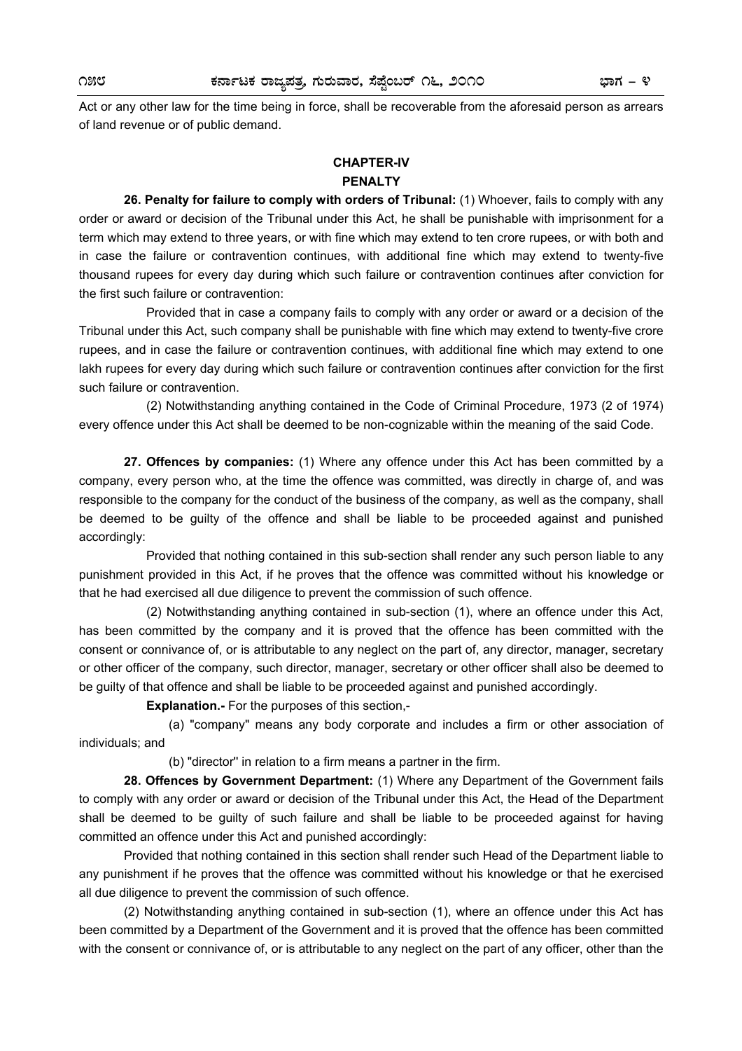Act or any other law for the time being in force, shall be recoverable from the aforesaid person as arrears of land revenue or of public demand.

## CHAPTER-IV
## PENALTY

**26. Penalty for failure to comply with orders of Tribunal:** (1) Whoever, fails to comply with any order or award or decision of the Tribunal under this Act, he shall be punishable with imprisonment for a term which may extend to three years, or with fine which may extend to ten crore rupees, or with both and in case the failure or contravention continues, with additional fine which may extend to twenty-five thousand rupees for every day during which such failure or contravention continues after conviction for the first such failure or contravention:

Provided that in case a company fails to comply with any order or award or a decision of the Tribunal under this Act, such company shall be punishable with fine which may extend to twenty-five crore rupees, and in case the failure or contravention continues, with additional fine which may extend to one lakh rupees for every day during which such failure or contravention continues after conviction for the first such failure or contravention.

(2) Notwithstanding anything contained in the Code of Criminal Procedure, 1973 (2 of 1974) every offence under this Act shall be deemed to be non-cognizable within the meaning of the said Code.

**27. Offences by companies:** (1) Where any offence under this Act has been committed by a company, every person who, at the time the offence was committed, was directly in charge of, and was responsible to the company for the conduct of the business of the company, as well as the company, shall be deemed to be guilty of the offence and shall be liable to be proceeded against and punished accordingly:

Provided that nothing contained in this sub-section shall render any such person liable to any punishment provided in this Act, if he proves that the offence was committed without his knowledge or that he had exercised all due diligence to prevent the commission of such offence.

(2) Notwithstanding anything contained in sub-section (1), where an offence under this Act, has been committed by the company and it is proved that the offence has been committed with the consent or connivance of, or is attributable to any neglect on the part of, any director, manager, secretary or other officer of the company, such director, manager, secretary or other officer shall also be deemed to be guilty of that offence and shall be liable to be proceeded against and punished accordingly.

**Explanation.-** For the purposes of this section,-

(a) "company" means any body corporate and includes a firm or other association of individuals; and

(b) "director" in relation to a firm means a partner in the firm.

**28. Offences by Government Department:** (1) Where any Department of the Government fails to comply with any order or award or decision of the Tribunal under this Act, the Head of the Department shall be deemed to be guilty of such failure and shall be liable to be proceeded against for having committed an offence under this Act and punished accordingly:

Provided that nothing contained in this section shall render such Head of the Department liable to any punishment if he proves that the offence was committed without his knowledge or that he exercised all due diligence to prevent the commission of such offence.

(2) Notwithstanding anything contained in sub-section (1), where an offence under this Act has been committed by a Department of the Government and it is proved that the offence has been committed with the consent or connivance of, or is attributable to any neglect on the part of any officer, other than the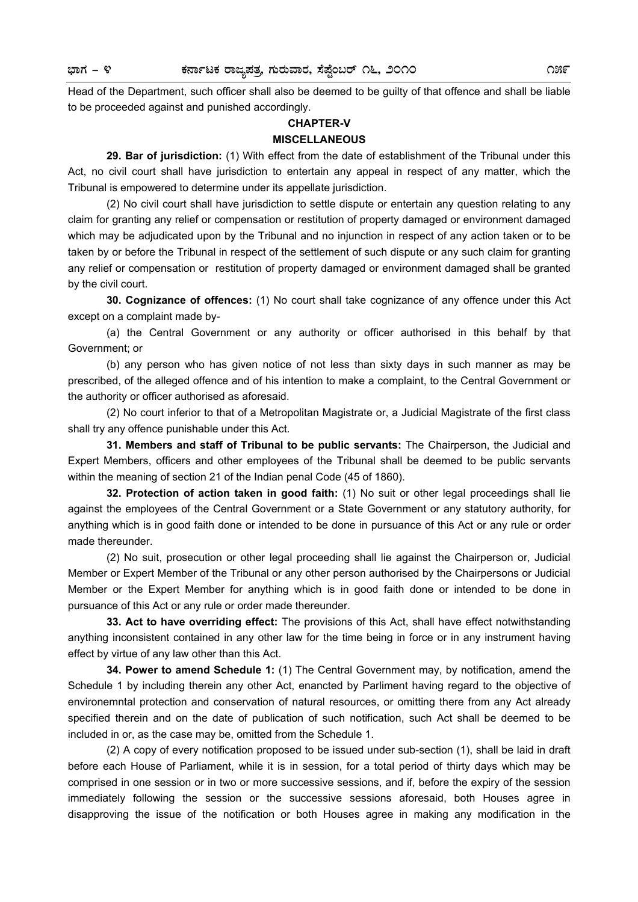Head of the Department, such officer shall also be deemed to be guilty of that offence and shall be liable to be proceeded against and punished accordingly.

## CHAPTER-V

## MISCELLANEOUS

**29. Bar of jurisdiction:** (1) With effect from the date of establishment of the Tribunal under this Act, no civil court shall have jurisdiction to entertain any appeal in respect of any matter, which the Tribunal is empowered to determine under its appellate jurisdiction.

(2) No civil court shall have jurisdiction to settle dispute or entertain any question relating to any claim for granting any relief or compensation or restitution of property damaged or environment damaged which may be adjudicated upon by the Tribunal and no injunction in respect of any action taken or to be taken by or before the Tribunal in respect of the settlement of such dispute or any such claim for granting any relief or compensation or restitution of property damaged or environment damaged shall be granted by the civil court.

**30. Cognizance of offences:** (1) No court shall take cognizance of any offence under this Act except on a complaint made by-

(a) the Central Government or any authority or officer authorised in this behalf by that Government; or

(b) any person who has given notice of not less than sixty days in such manner as may be prescribed, of the alleged offence and of his intention to make a complaint, to the Central Government or the authority or officer authorised as aforesaid.

(2) No court inferior to that of a Metropolitan Magistrate or, a Judicial Magistrate of the first class shall try any offence punishable under this Act.

**31. Members and staff of Tribunal to be public servants:** The Chairperson, the Judicial and Expert Members, officers and other employees of the Tribunal shall be deemed to be public servants within the meaning of section 21 of the Indian penal Code (45 of 1860).

**32. Protection of action taken in good faith:** (1) No suit or other legal proceedings shall lie against the employees of the Central Government or a State Government or any statutory authority, for anything which is in good faith done or intended to be done in pursuance of this Act or any rule or order made thereunder.

(2) No suit, prosecution or other legal proceeding shall lie against the Chairperson or, Judicial Member or Expert Member of the Tribunal or any other person authorised by the Chairpersons or Judicial Member or the Expert Member for anything which is in good faith done or intended to be done in pursuance of this Act or any rule or order made thereunder.

**33. Act to have overriding effect:** The provisions of this Act, shall have effect notwithstanding anything inconsistent contained in any other law for the time being in force or in any instrument having effect by virtue of any law other than this Act.

**34. Power to amend Schedule 1:** (1) The Central Government may, by notification, amend the Schedule 1 by including therein any other Act, enancted by Parliment having regard to the objective of environemntal protection and conservation of natural resources, or omitting there from any Act already specified therein and on the date of publication of such notification, such Act shall be deemed to be included in or, as the case may be, omitted from the Schedule 1.

(2) A copy of every notification proposed to be issued under sub-section (1), shall be laid in draft before each House of Parliament, while it is in session, for a total period of thirty days which may be comprised in one session or in two or more successive sessions, and if, before the expiry of the session immediately following the session or the successive sessions aforesaid, both Houses agree in disapproving the issue of the notification or both Houses agree in making any modification in the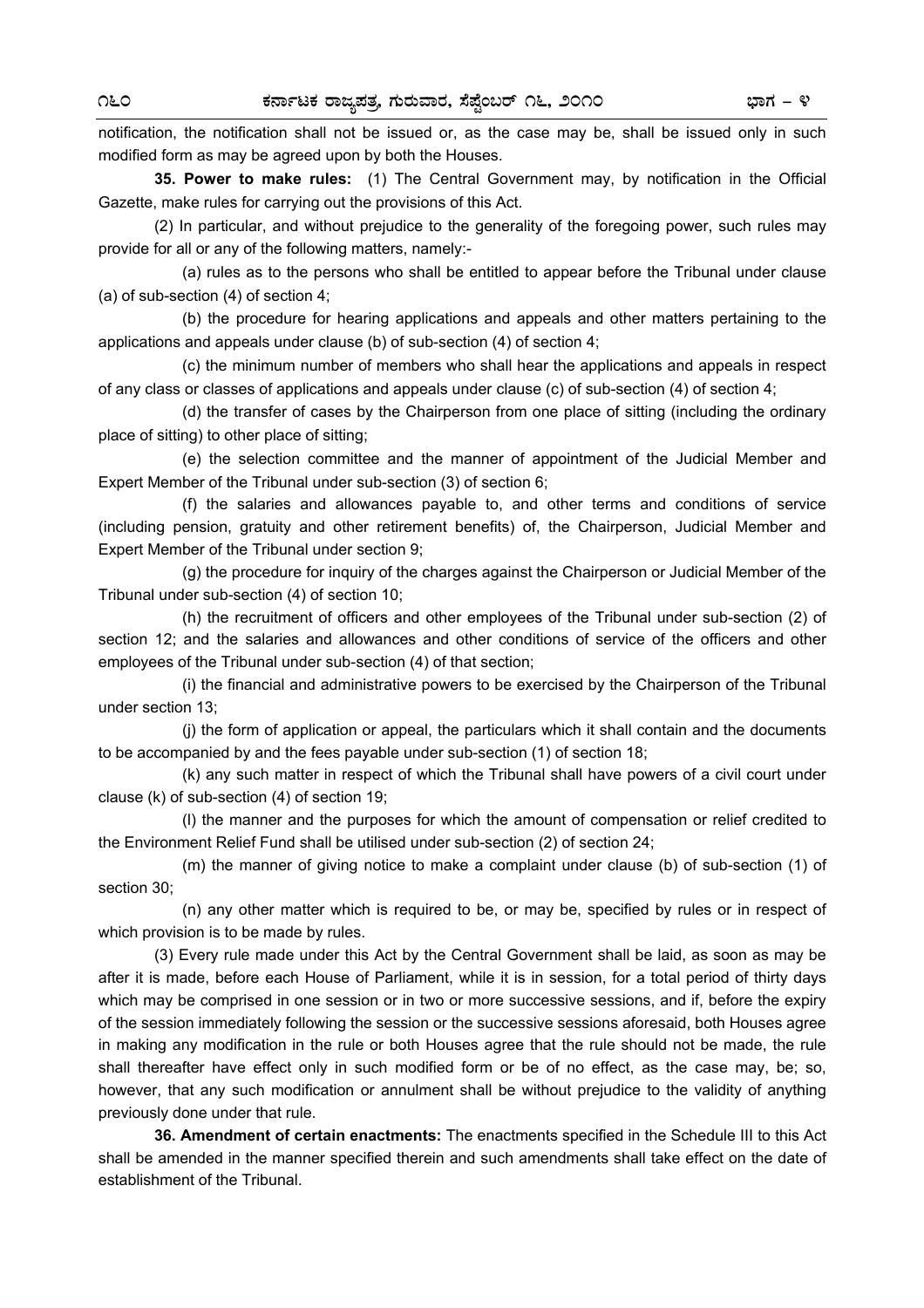notification, the notification shall not be issued or, as the case may be, shall be issued only in such modified form as may be agreed upon by both the Houses.

**35. Power to make rules:** (1) The Central Government may, by notification in the Official Gazette, make rules for carrying out the provisions of this Act.

(2) In particular, and without prejudice to the generality of the foregoing power, such rules may provide for all or any of the following matters, namely:-

(a) rules as to the persons who shall be entitled to appear before the Tribunal under clause (a) of sub-section (4) of section 4;

(b) the procedure for hearing applications and appeals and other matters pertaining to the applications and appeals under clause (b) of sub-section (4) of section 4;

(c) the minimum number of members who shall hear the applications and appeals in respect of any class or classes of applications and appeals under clause (c) of sub-section (4) of section 4;

(d) the transfer of cases by the Chairperson from one place of sitting (including the ordinary place of sitting) to other place of sitting;

(e) the selection committee and the manner of appointment of the Judicial Member and Expert Member of the Tribunal under sub-section (3) of section 6;

(f) the salaries and allowances payable to, and other terms and conditions of service (including pension, gratuity and other retirement benefits) of, the Chairperson, Judicial Member and Expert Member of the Tribunal under section 9;

(g) the procedure for inquiry of the charges against the Chairperson or Judicial Member of the Tribunal under sub-section (4) of section 10;

(h) the recruitment of officers and other employees of the Tribunal under sub-section (2) of section 12; and the salaries and allowances and other conditions of service of the officers and other employees of the Tribunal under sub-section (4) of that section;

(i) the financial and administrative powers to be exercised by the Chairperson of the Tribunal under section 13;

(j) the form of application or appeal, the particulars which it shall contain and the documents to be accompanied by and the fees payable under sub-section (1) of section 18;

(k) any such matter in respect of which the Tribunal shall have powers of a civil court under clause (k) of sub-section (4) of section 19;

(l) the manner and the purposes for which the amount of compensation or relief credited to the Environment Relief Fund shall be utilised under sub-section (2) of section 24;

(m) the manner of giving notice to make a complaint under clause (b) of sub-section (1) of section 30;

(n) any other matter which is required to be, or may be, specified by rules or in respect of which provision is to be made by rules.

(3) Every rule made under this Act by the Central Government shall be laid, as soon as may be after it is made, before each House of Parliament, while it is in session, for a total period of thirty days which may be comprised in one session or in two or more successive sessions, and if, before the expiry of the session immediately following the session or the successive sessions aforesaid, both Houses agree in making any modification in the rule or both Houses agree that the rule should not be made, the rule shall thereafter have effect only in such modified form or be of no effect, as the case may, be; so, however, that any such modification or annulment shall be without prejudice to the validity of anything previously done under that rule.

**36. Amendment of certain enactments:** The enactments specified in the Schedule III to this Act shall be amended in the manner specified therein and such amendments shall take effect on the date of establishment of the Tribunal.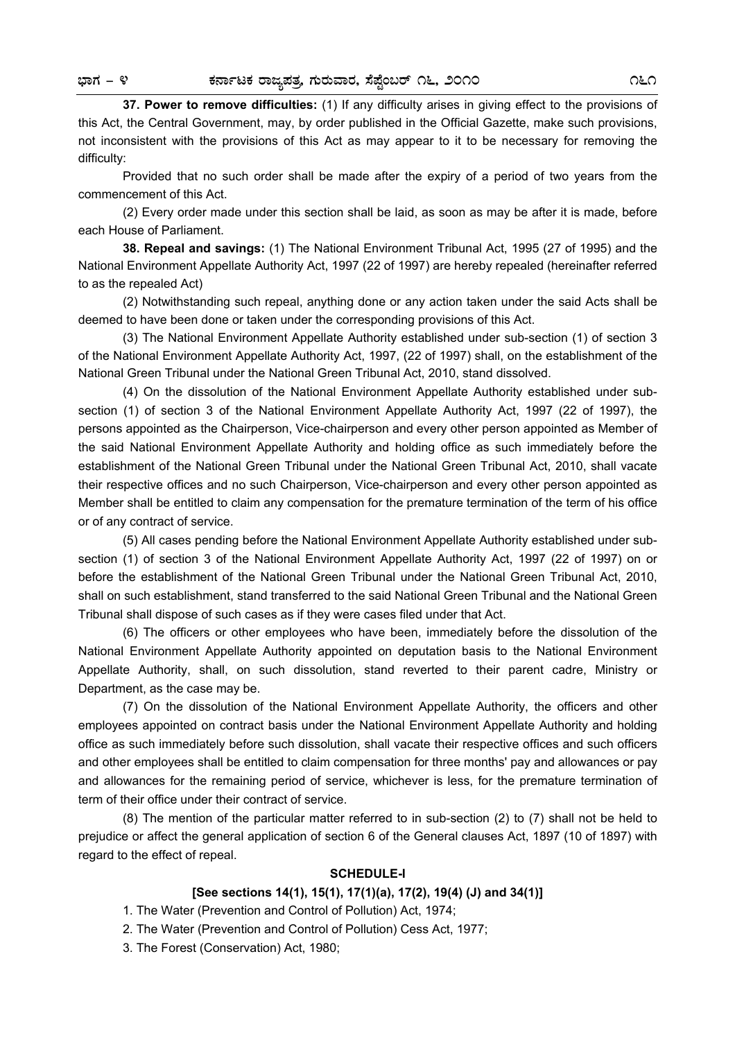**37. Power to remove difficulties:** (1) If any difficulty arises in giving effect to the provisions of this Act, the Central Government, may, by order published in the Official Gazette, make such provisions, not inconsistent with the provisions of this Act as may appear to it to be necessary for removing the difficulty:

Provided that no such order shall be made after the expiry of a period of two years from the commencement of this Act.

(2) Every order made under this section shall be laid, as soon as may be after it is made, before each House of Parliament.

**38. Repeal and savings:** (1) The National Environment Tribunal Act, 1995 (27 of 1995) and the National Environment Appellate Authority Act, 1997 (22 of 1997) are hereby repealed (hereinafter referred to as the repealed Act)

(2) Notwithstanding such repeal, anything done or any action taken under the said Acts shall be deemed to have been done or taken under the corresponding provisions of this Act.

(3) The National Environment Appellate Authority established under sub-section (1) of section 3 of the National Environment Appellate Authority Act, 1997, (22 of 1997) shall, on the establishment of the National Green Tribunal under the National Green Tribunal Act, 2010, stand dissolved.

(4) On the dissolution of the National Environment Appellate Authority established under sub-section (1) of section 3 of the National Environment Appellate Authority Act, 1997 (22 of 1997), the persons appointed as the Chairperson, Vice-chairperson and every other person appointed as Member of the said National Environment Appellate Authority and holding office as such immediately before the establishment of the National Green Tribunal under the National Green Tribunal Act, 2010, shall vacate their respective offices and no such Chairperson, Vice-chairperson and every other person appointed as Member shall be entitled to claim any compensation for the premature termination of the term of his office or of any contract of service.

(5) All cases pending before the National Environment Appellate Authority established under sub-section (1) of section 3 of the National Environment Appellate Authority Act, 1997 (22 of 1997) on or before the establishment of the National Green Tribunal under the National Green Tribunal Act, 2010, shall on such establishment, stand transferred to the said National Green Tribunal and the National Green Tribunal shall dispose of such cases as if they were cases filed under that Act.

(6) The officers or other employees who have been, immediately before the dissolution of the National Environment Appellate Authority appointed on deputation basis to the National Environment Appellate Authority, shall, on such dissolution, stand reverted to their parent cadre, Ministry or Department, as the case may be.

(7) On the dissolution of the National Environment Appellate Authority, the officers and other employees appointed on contract basis under the National Environment Appellate Authority and holding office as such immediately before such dissolution, shall vacate their respective offices and such officers and other employees shall be entitled to claim compensation for three months' pay and allowances or pay and allowances for the remaining period of service, whichever is less, for the premature termination of term of their office under their contract of service.

(8) The mention of the particular matter referred to in sub-section (2) to (7) shall not be held to prejudice or affect the general application of section 6 of the General clauses Act, 1897 (10 of 1897) with regard to the effect of repeal.

## SCHEDULE-I

### [See sections 14(1), 15(1), 17(1)(a), 17(2), 19(4) (J) and 34(1)]

1. The Water (Prevention and Control of Pollution) Act, 1974;
2. The Water (Prevention and Control of Pollution) Cess Act, 1977;
3. The Forest (Conservation) Act, 1980;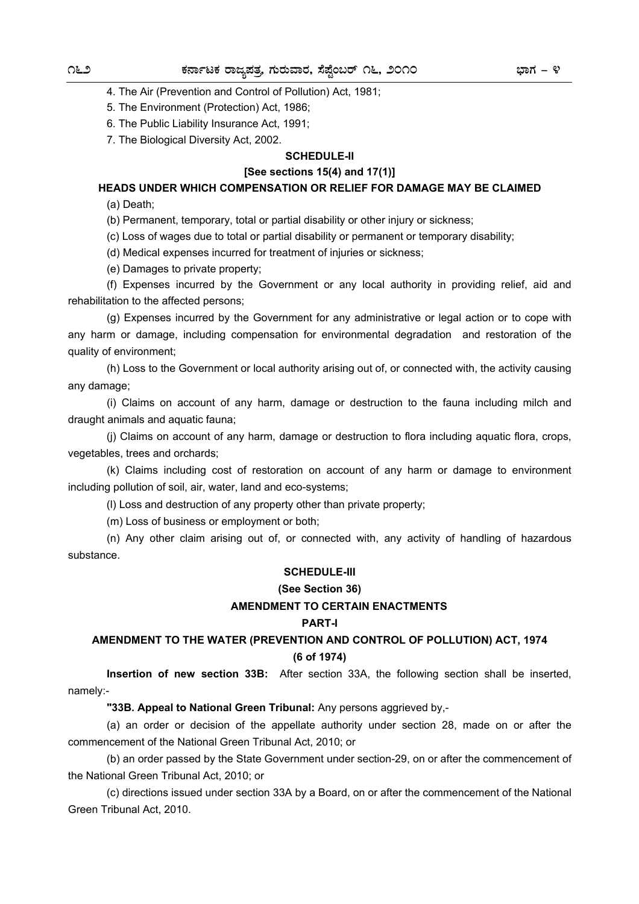4. The Air (Prevention and Control of Pollution) Act, 1981;

5. The Environment (Protection) Act, 1986;

6. The Public Liability Insurance Act, 1991;

7. The Biological Diversity Act, 2002.

## SCHEDULE-II

### [See sections 15(4) and 17(1)]

### HEADS UNDER WHICH COMPENSATION OR RELIEF FOR DAMAGE MAY BE CLAIMED

(a) Death;

(b) Permanent, temporary, total or partial disability or other injury or sickness;

(c) Loss of wages due to total or partial disability or permanent or temporary disability;

(d) Medical expenses incurred for treatment of injuries or sickness;

(e) Damages to private property;

(f) Expenses incurred by the Government or any local authority in providing relief, aid and rehabilitation to the affected persons;

(g) Expenses incurred by the Government for any administrative or legal action or to cope with any harm or damage, including compensation for environmental degradation and restoration of the quality of environment;

(h) Loss to the Government or local authority arising out of, or connected with, the activity causing any damage;

(i) Claims on account of any harm, damage or destruction to the fauna including milch and draught animals and aquatic fauna;

(j) Claims on account of any harm, damage or destruction to flora including aquatic flora, crops, vegetables, trees and orchards;

(k) Claims including cost of restoration on account of any harm or damage to environment including pollution of soil, air, water, land and eco-systems;

(l) Loss and destruction of any property other than private property;

(m) Loss of business or employment or both;

(n) Any other claim arising out of, or connected with, any activity of handling of hazardous substance.

## SCHEDULE-III

### (See Section 36)

### AMENDMENT TO CERTAIN ENACTMENTS

### PART-I

### AMENDMENT TO THE WATER (PREVENTION AND CONTROL OF POLLUTION) ACT, 1974

### (6 of 1974)

**Insertion of new section 33B:** After section 33A, the following section shall be inserted, namely:-

**"33B. Appeal to National Green Tribunal:** Any persons aggrieved by,-

(a) an order or decision of the appellate authority under section 28, made on or after the commencement of the National Green Tribunal Act, 2010; or

(b) an order passed by the State Government under section-29, on or after the commencement of the National Green Tribunal Act, 2010; or

(c) directions issued under section 33A by a Board, on or after the commencement of the National Green Tribunal Act, 2010.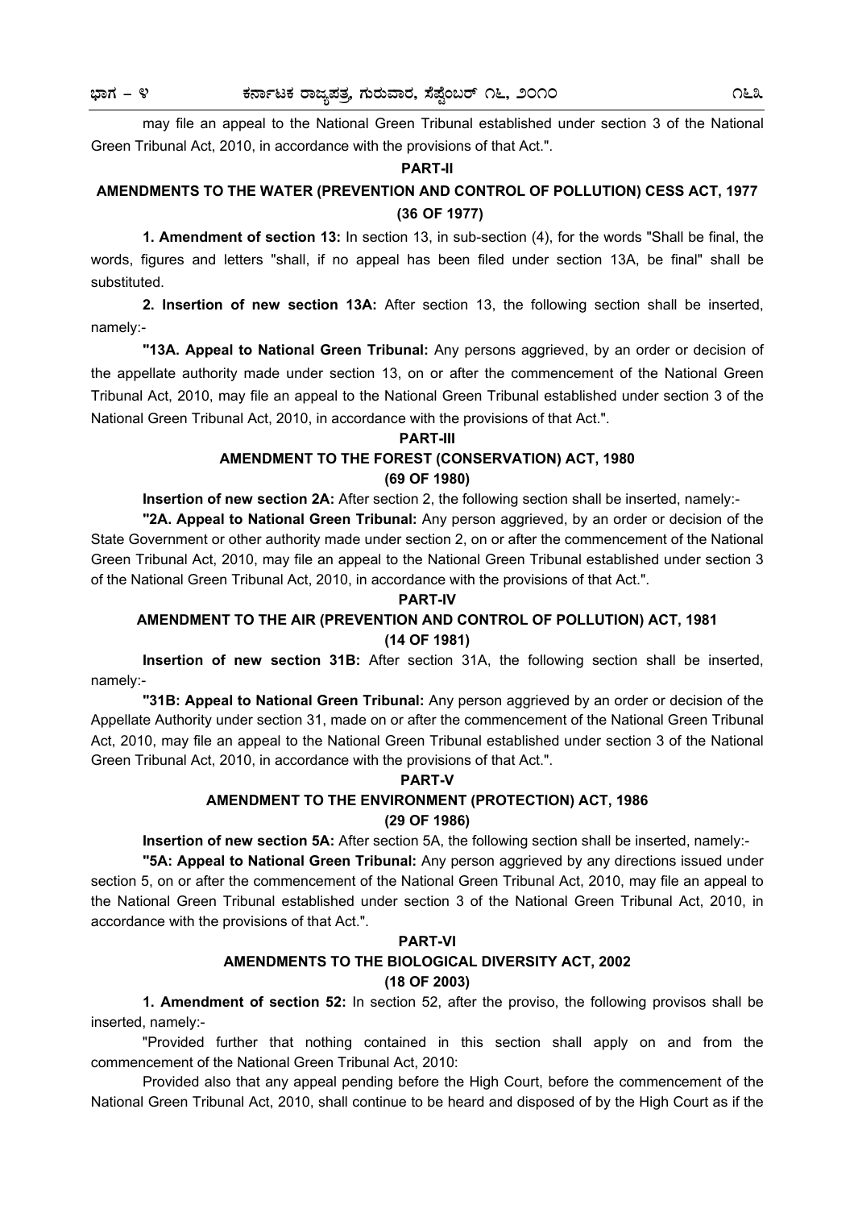may file an appeal to the National Green Tribunal established under section 3 of the National Green Tribunal Act, 2010, in accordance with the provisions of that Act.".

**PART-II**

**AMENDMENTS TO THE WATER (PREVENTION AND CONTROL OF POLLUTION) CESS ACT, 1977 (36 OF 1977)**

**1. Amendment of section 13:** In section 13, in sub-section (4), for the words "Shall be final, the words, figures and letters "shall, if no appeal has been filed under section 13A, be final" shall be substituted.

**2. Insertion of new section 13A:** After section 13, the following section shall be inserted, namely:-

**"13A. Appeal to National Green Tribunal:** Any persons aggrieved, by an order or decision of the appellate authority made under section 13, on or after the commencement of the National Green Tribunal Act, 2010, may file an appeal to the National Green Tribunal established under section 3 of the National Green Tribunal Act, 2010, in accordance with the provisions of that Act.".

**PART-III**

**AMENDMENT TO THE FOREST (CONSERVATION) ACT, 1980 (69 OF 1980)**

**Insertion of new section 2A:** After section 2, the following section shall be inserted, namely:-

**"2A. Appeal to National Green Tribunal:** Any person aggrieved, by an order or decision of the State Government or other authority made under section 2, on or after the commencement of the National Green Tribunal Act, 2010, may file an appeal to the National Green Tribunal established under section 3 of the National Green Tribunal Act, 2010, in accordance with the provisions of that Act.".

**PART-IV**

**AMENDMENT TO THE AIR (PREVENTION AND CONTROL OF POLLUTION) ACT, 1981 (14 OF 1981)**

**Insertion of new section 31B:** After section 31A, the following section shall be inserted, namely:-

**"31B: Appeal to National Green Tribunal:** Any person aggrieved by an order or decision of the Appellate Authority under section 31, made on or after the commencement of the National Green Tribunal Act, 2010, may file an appeal to the National Green Tribunal established under section 3 of the National Green Tribunal Act, 2010, in accordance with the provisions of that Act.".

**PART-V**

**AMENDMENT TO THE ENVIRONMENT (PROTECTION) ACT, 1986 (29 OF 1986)**

**Insertion of new section 5A:** After section 5A, the following section shall be inserted, namely:-

**"5A: Appeal to National Green Tribunal:** Any person aggrieved by any directions issued under section 5, on or after the commencement of the National Green Tribunal Act, 2010, may file an appeal to the National Green Tribunal established under section 3 of the National Green Tribunal Act, 2010, in accordance with the provisions of that Act.".

**PART-VI**

**AMENDMENTS TO THE BIOLOGICAL DIVERSITY ACT, 2002 (18 OF 2003)**

**1. Amendment of section 52:** In section 52, after the proviso, the following provisos shall be inserted, namely:-

"Provided further that nothing contained in this section shall apply on and from the commencement of the National Green Tribunal Act, 2010:

Provided also that any appeal pending before the High Court, before the commencement of the National Green Tribunal Act, 2010, shall continue to be heard and disposed of by the High Court as if the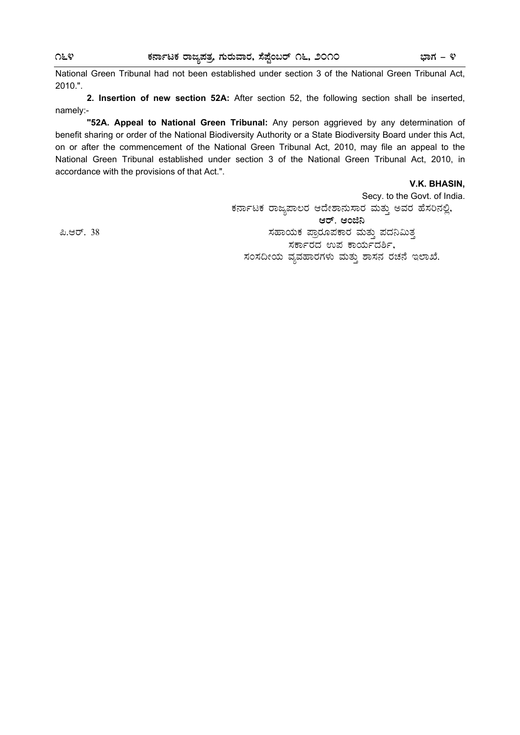National Green Tribunal had not been established under section 3 of the National Green Tribunal Act, 2010.".

**2. Insertion of new section 52A:** After section 52, the following section shall be inserted, namely:-

**"52A. Appeal to National Green Tribunal:** Any person aggrieved by any determination of benefit sharing or order of the National Biodiversity Authority or a State Biodiversity Board under this Act, on or after the commencement of the National Green Tribunal Act, 2010, may file an appeal to the National Green Tribunal established under section 3 of the National Green Tribunal Act, 2010, in accordance with the provisions of that Act.".

**V.K. BHASIN,**
Secy. to the Govt. of India.

ಕರ್ನಾಟಕ ರಾಜ್ಯಪಾಲರ ಆದೇಶಾನುಸಾರ ಮತ್ತು ಅವರ ಹೆಸರಿನಲ್ಲಿ,

**ಆರ್. ಆಂಜನಿ**

ಸಹಾಯಕ ಪ್ರಾರೂಪಕಾರ ಮತ್ತು ಪದನಿಮಿತ್ತ
ಸರ್ಕಾರದ ಉಪ ಕಾರ್ಯದರ್ಶಿ,
ಸಂಸದೀಯ ವ್ಯವಹಾರಗಳು ಮತ್ತು ಶಾಸನ ರಚನೆ ಇಲಾಖೆ.

ಪಿ.ಆರ್. 38